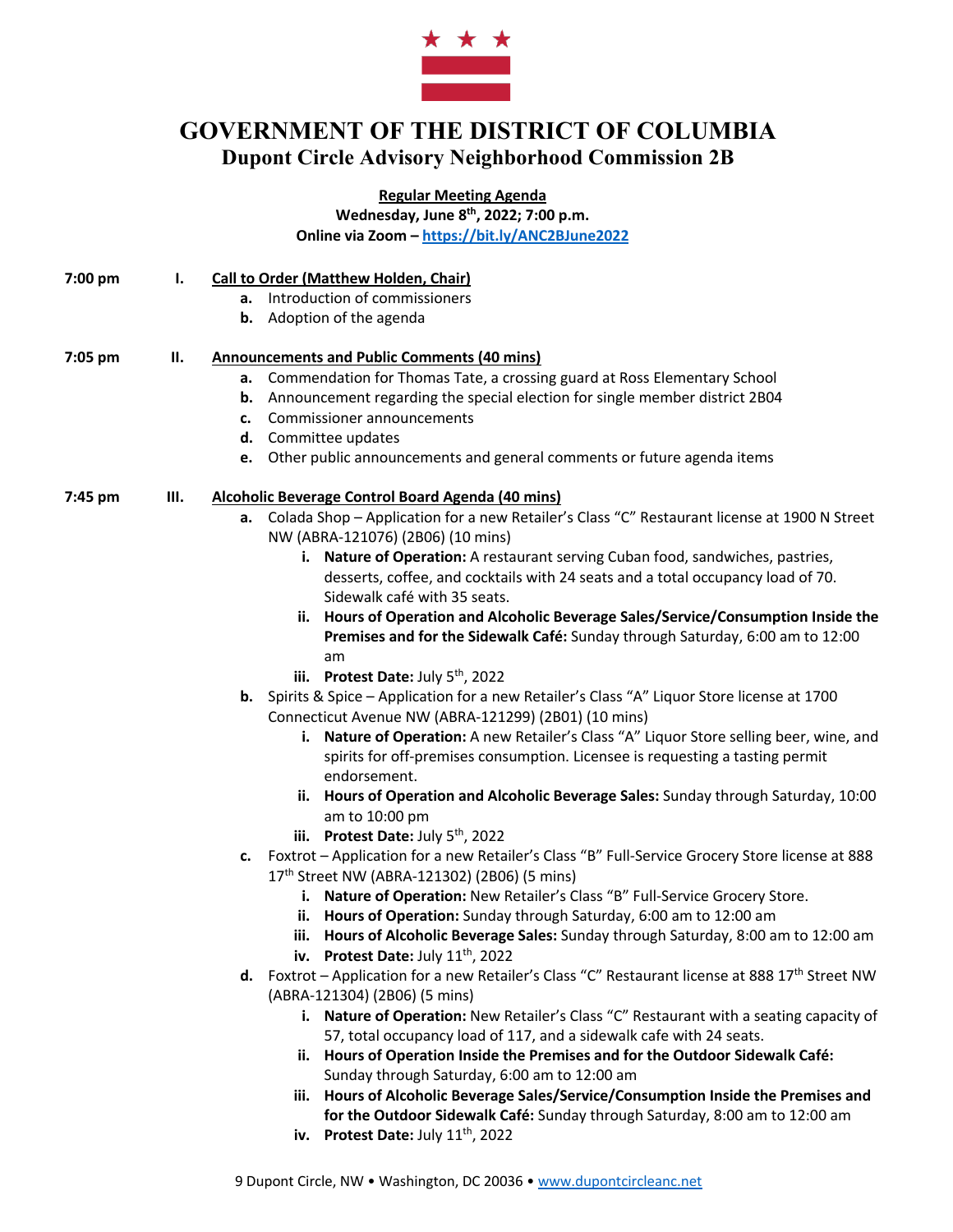# GOVERNMENT OF THE DISTRICT OF COLUMBIA

## Dupont Circle Advisory Neighborhood Commission 2B

**Regular Meeting Agenda**

**Wednesday, June 8th, 2022; 7:00 p.m.**

**Online via Zoom – https://bit.ly/ANC2BJune2022**

**7:00 pm** **I.** **Call to Order (Matthew Holden, Chair)**

- **a.** Introduction of commissioners
- **b.** Adoption of the agenda

**7:05 pm** **II.** **Announcements and Public Comments (40 mins)**

- **a.** Commendation for Thomas Tate, a crossing guard at Ross Elementary School
- **b.** Announcement regarding the special election for single member district 2B04
- **c.** Commissioner announcements
- **d.** Committee updates
- **e.** Other public announcements and general comments or future agenda items

**7:45 pm** **III.** **Alcoholic Beverage Control Board Agenda (40 mins)**

- **a.** Colada Shop – Application for a new Retailer's Class "C" Restaurant license at 1900 N Street NW (ABRA-121076) (2B06) (10 mins)
  - **i. Nature of Operation:** A restaurant serving Cuban food, sandwiches, pastries, desserts, coffee, and cocktails with 24 seats and a total occupancy load of 70. Sidewalk café with 35 seats.
  - **ii. Hours of Operation and Alcoholic Beverage Sales/Service/Consumption Inside the Premises and for the Sidewalk Café:** Sunday through Saturday, 6:00 am to 12:00 am
  - **iii. Protest Date:** July 5th, 2022
- **b.** Spirits & Spice – Application for a new Retailer's Class "A" Liquor Store license at 1700 Connecticut Avenue NW (ABRA-121299) (2B01) (10 mins)
  - **i. Nature of Operation:** A new Retailer's Class "A" Liquor Store selling beer, wine, and spirits for off-premises consumption. Licensee is requesting a tasting permit endorsement.
  - **ii. Hours of Operation and Alcoholic Beverage Sales:** Sunday through Saturday, 10:00 am to 10:00 pm
  - **iii. Protest Date:** July 5th, 2022
- **c.** Foxtrot – Application for a new Retailer's Class "B" Full-Service Grocery Store license at 888 17th Street NW (ABRA-121302) (2B06) (5 mins)
  - **i. Nature of Operation:** New Retailer's Class "B" Full-Service Grocery Store.
  - **ii. Hours of Operation:** Sunday through Saturday, 6:00 am to 12:00 am
  - **iii. Hours of Alcoholic Beverage Sales:** Sunday through Saturday, 8:00 am to 12:00 am
  - **iv. Protest Date:** July 11th, 2022
- **d.** Foxtrot – Application for a new Retailer's Class "C" Restaurant license at 888 17th Street NW (ABRA-121304) (2B06) (5 mins)
  - **i. Nature of Operation:** New Retailer's Class "C" Restaurant with a seating capacity of 57, total occupancy load of 117, and a sidewalk cafe with 24 seats.
  - **ii. Hours of Operation Inside the Premises and for the Outdoor Sidewalk Café:** Sunday through Saturday, 6:00 am to 12:00 am
  - **iii. Hours of Alcoholic Beverage Sales/Service/Consumption Inside the Premises and for the Outdoor Sidewalk Café:** Sunday through Saturday, 8:00 am to 12:00 am
  - **iv. Protest Date:** July 11th, 2022

9 Dupont Circle, NW • Washington, DC 20036 • www.dupontcircleanc.net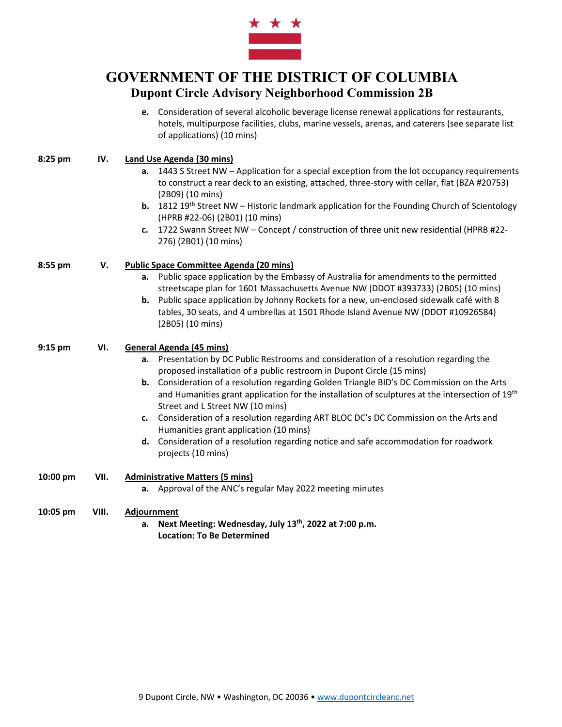# GOVERNMENT OF THE DISTRICT OF COLUMBIA
## Dupont Circle Advisory Neighborhood Commission 2B

e. Consideration of several alcoholic beverage license renewal applications for restaurants, hotels, multipurpose facilities, clubs, marine vessels, arenas, and caterers (see separate list of applications) (10 mins)

**8:25 pm IV. Land Use Agenda (30 mins)**

a. 1443 S Street NW – Application for a special exception from the lot occupancy requirements to construct a rear deck to an existing, attached, three-story with cellar, flat (BZA #20753) (2B09) (10 mins)

b. 1812 19th Street NW – Historic landmark application for the Founding Church of Scientology (HPRB #22-06) (2B01) (10 mins)

c. 1722 Swann Street NW – Concept / construction of three unit new residential (HPRB #22-276) (2B01) (10 mins)

**8:55 pm V. Public Space Committee Agenda (20 mins)**

a. Public space application by the Embassy of Australia for amendments to the permitted streetscape plan for 1601 Massachusetts Avenue NW (DDOT #393733) (2B05) (10 mins)

b. Public space application by Johnny Rockets for a new, un-enclosed sidewalk café with 8 tables, 30 seats, and 4 umbrellas at 1501 Rhode Island Avenue NW (DDOT #10926584) (2B05) (10 mins)

**9:15 pm VI. General Agenda (45 mins)**

a. Presentation by DC Public Restrooms and consideration of a resolution regarding the proposed installation of a public restroom in Dupont Circle (15 mins)

b. Consideration of a resolution regarding Golden Triangle BID's DC Commission on the Arts and Humanities grant application for the installation of sculptures at the intersection of 19th Street and L Street NW (10 mins)

c. Consideration of a resolution regarding ART BLOC DC's DC Commission on the Arts and Humanities grant application (10 mins)

d. Consideration of a resolution regarding notice and safe accommodation for roadwork projects (10 mins)

**10:00 pm VII. Administrative Matters (5 mins)**

a. Approval of the ANC's regular May 2022 meeting minutes

**10:05 pm VIII. Adjournment**

a. **Next Meeting: Wednesday, July 13th, 2022 at 7:00 p.m.**
**Location: To Be Determined**

9 Dupont Circle, NW • Washington, DC 20036 • www.dupontcircleanc.net